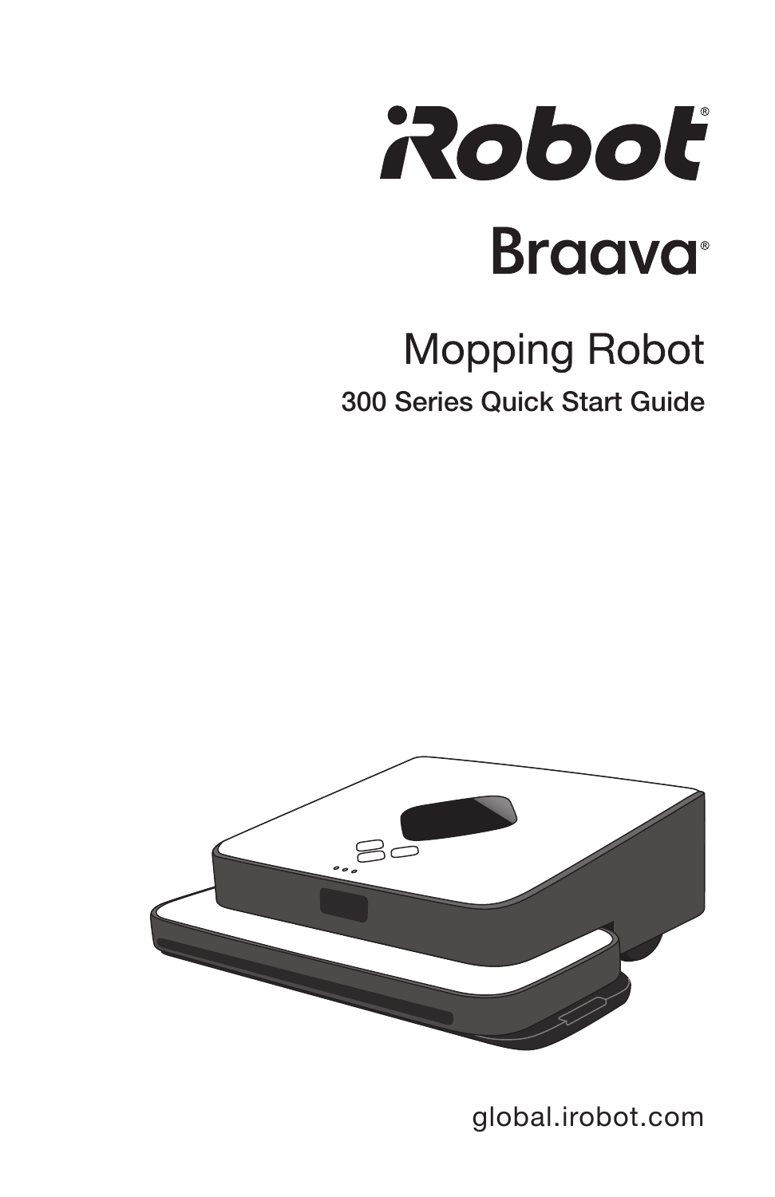# iRobot®

# Braava®

## Mopping Robot

### 300 Series Quick Start Guide

global.irobot.com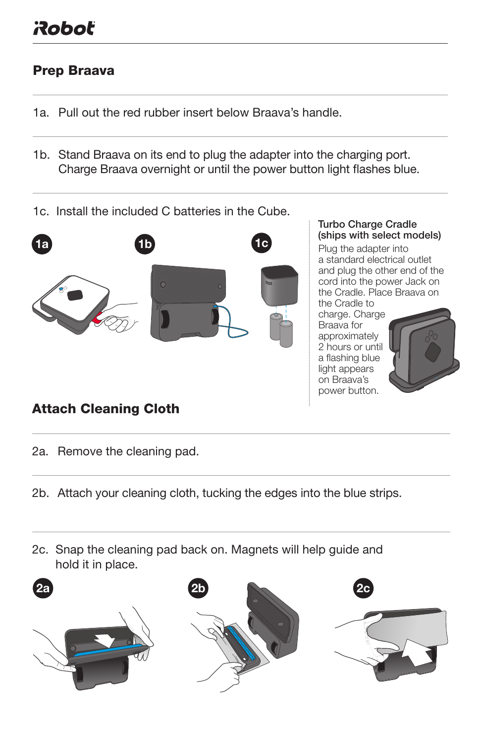## Prep Braava

1a. Pull out the red rubber insert below Braava's handle.

1b. Stand Braava on its end to plug the adapter into the charging port. Charge Braava overnight or until the power button light flashes blue.

1c. Install the included C batteries in the Cube.

**Turbo Charge Cradle (ships with select models)**

Plug the adapter into a standard electrical outlet and plug the other end of the cord into the power Jack on the Cradle. Place Braava on the Cradle to charge. Charge Braava for approximately 2 hours or until a flashing blue light appears on Braava's power button.

## Attach Cleaning Cloth

2a. Remove the cleaning pad.

2b. Attach your cleaning cloth, tucking the edges into the blue strips.

2c. Snap the cleaning pad back on. Magnets will help guide and hold it in place.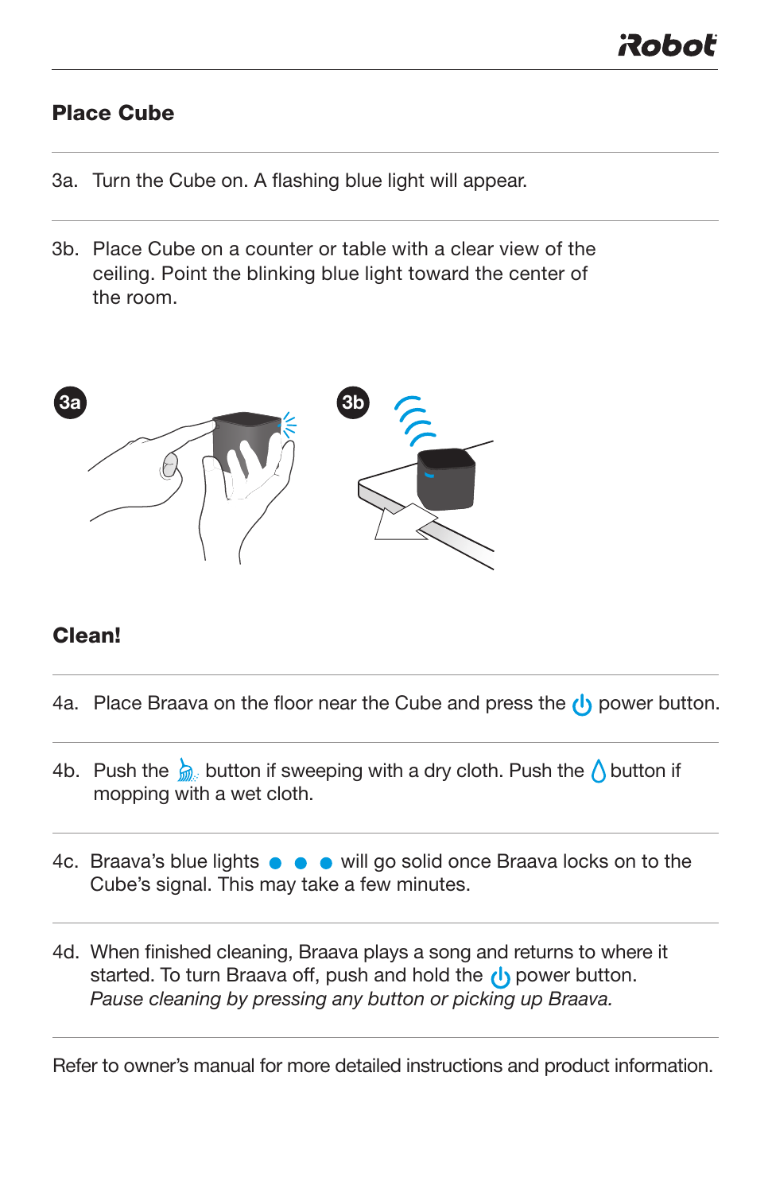## Place Cube

3a. Turn the Cube on. A flashing blue light will appear.

3b. Place Cube on a counter or table with a clear view of the ceiling. Point the blinking blue light toward the center of the room.

## Clean!

4a. Place Braava on the floor near the Cube and press the power button.

4b. Push the button if sweeping with a dry cloth. Push the button if mopping with a wet cloth.

4c. Braava's blue lights ● ● ● will go solid once Braava locks on to the Cube's signal. This may take a few minutes.

4d. When finished cleaning, Braava plays a song and returns to where it started. To turn Braava off, push and hold the power button. *Pause cleaning by pressing any button or picking up Braava.*

Refer to owner's manual for more detailed instructions and product information.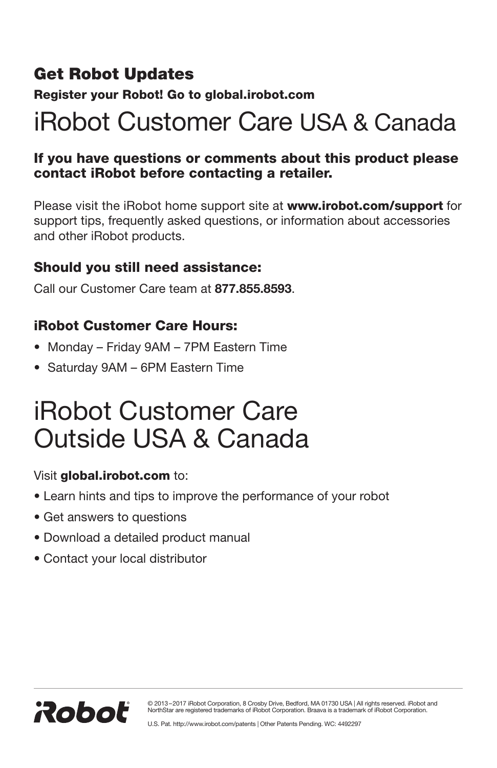## Get Robot Updates

**Register your Robot! Go to global.irobot.com**

# iRobot Customer Care USA & Canada

**If you have questions or comments about this product please contact iRobot before contacting a retailer.**

Please visit the iRobot home support site at **www.irobot.com/support** for support tips, frequently asked questions, or information about accessories and other iRobot products.

### Should you still need assistance:

Call our Customer Care team at **877.855.8593**.

### iRobot Customer Care Hours:

- Monday – Friday 9AM – 7PM Eastern Time
- Saturday 9AM – 6PM Eastern Time

# iRobot Customer Care Outside USA & Canada

Visit **global.irobot.com** to:

- Learn hints and tips to improve the performance of your robot
- Get answers to questions
- Download a detailed product manual
- Contact your local distributor

iRobot

© 2013–2017 iRobot Corporation, 8 Crosby Drive, Bedford, MA 01730 USA | All rights reserved. iRobot and NorthStar are registered trademarks of iRobot Corporation. Braava is a trademark of iRobot Corporation.

U.S. Pat. http://www.irobot.com/patents | Other Patents Pending. WC: 4492297